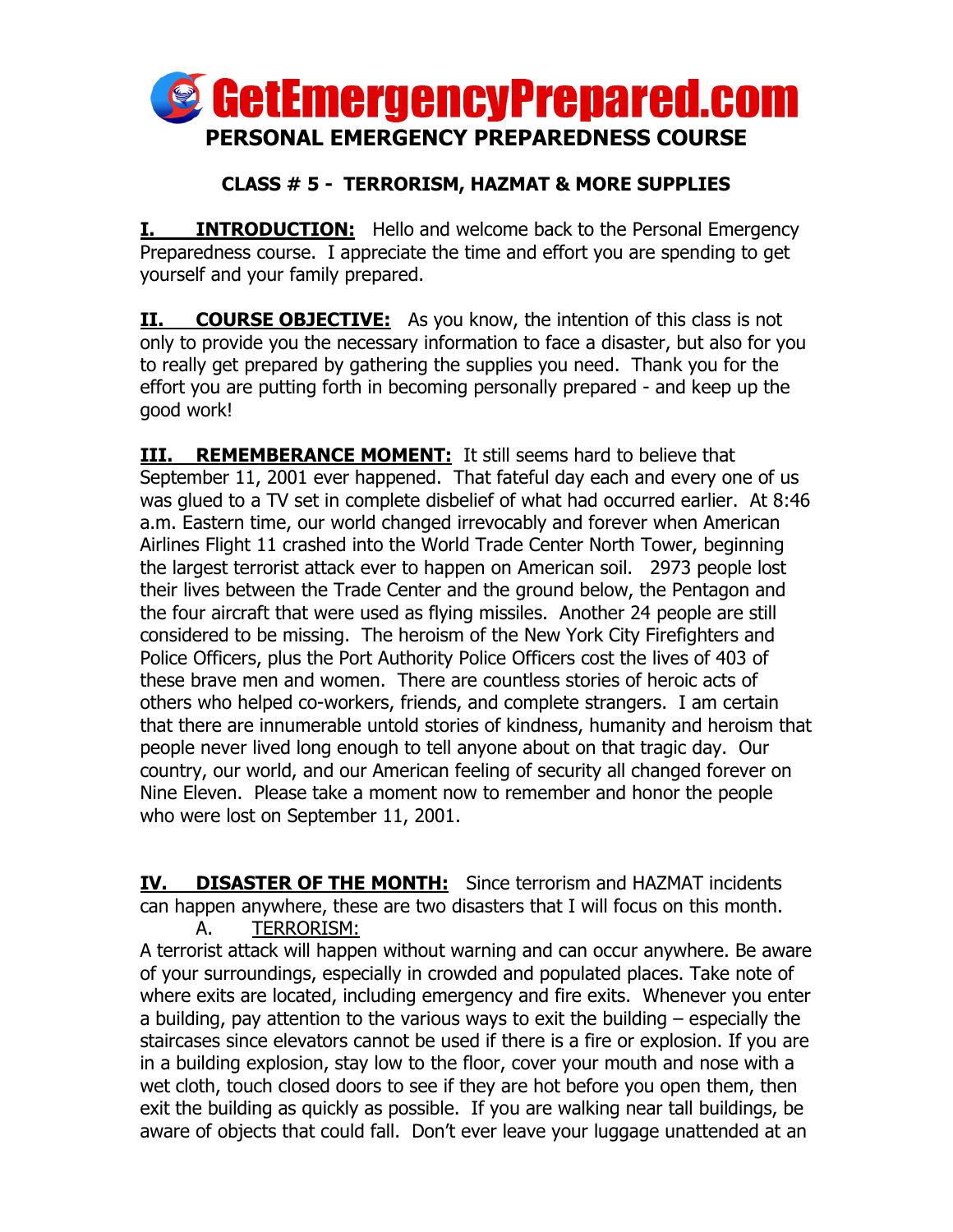# GetEmergencyPrepared.com

## PERSONAL EMERGENCY PREPAREDNESS COURSE

### CLASS # 5 - TERRORISM, HAZMAT & MORE SUPPLIES

**I. INTRODUCTION:** Hello and welcome back to the Personal Emergency Preparedness course. I appreciate the time and effort you are spending to get yourself and your family prepared.

**II. COURSE OBJECTIVE:** As you know, the intention of this class is not only to provide you the necessary information to face a disaster, but also for you to really get prepared by gathering the supplies you need. Thank you for the effort you are putting forth in becoming personally prepared - and keep up the good work!

**III. REMEMBERANCE MOMENT:** It still seems hard to believe that September 11, 2001 ever happened. That fateful day each and every one of us was glued to a TV set in complete disbelief of what had occurred earlier. At 8:46 a.m. Eastern time, our world changed irrevocably and forever when American Airlines Flight 11 crashed into the World Trade Center North Tower, beginning the largest terrorist attack ever to happen on American soil. 2973 people lost their lives between the Trade Center and the ground below, the Pentagon and the four aircraft that were used as flying missiles. Another 24 people are still considered to be missing. The heroism of the New York City Firefighters and Police Officers, plus the Port Authority Police Officers cost the lives of 403 of these brave men and women. There are countless stories of heroic acts of others who helped co-workers, friends, and complete strangers. I am certain that there are innumerable untold stories of kindness, humanity and heroism that people never lived long enough to tell anyone about on that tragic day. Our country, our world, and our American feeling of security all changed forever on Nine Eleven. Please take a moment now to remember and honor the people who were lost on September 11, 2001.

**IV. DISASTER OF THE MONTH:** Since terrorism and HAZMAT incidents can happen anywhere, these are two disasters that I will focus on this month.

A. TERRORISM:

A terrorist attack will happen without warning and can occur anywhere. Be aware of your surroundings, especially in crowded and populated places. Take note of where exits are located, including emergency and fire exits. Whenever you enter a building, pay attention to the various ways to exit the building – especially the staircases since elevators cannot be used if there is a fire or explosion. If you are in a building explosion, stay low to the floor, cover your mouth and nose with a wet cloth, touch closed doors to see if they are hot before you open them, then exit the building as quickly as possible. If you are walking near tall buildings, be aware of objects that could fall. Don't ever leave your luggage unattended at an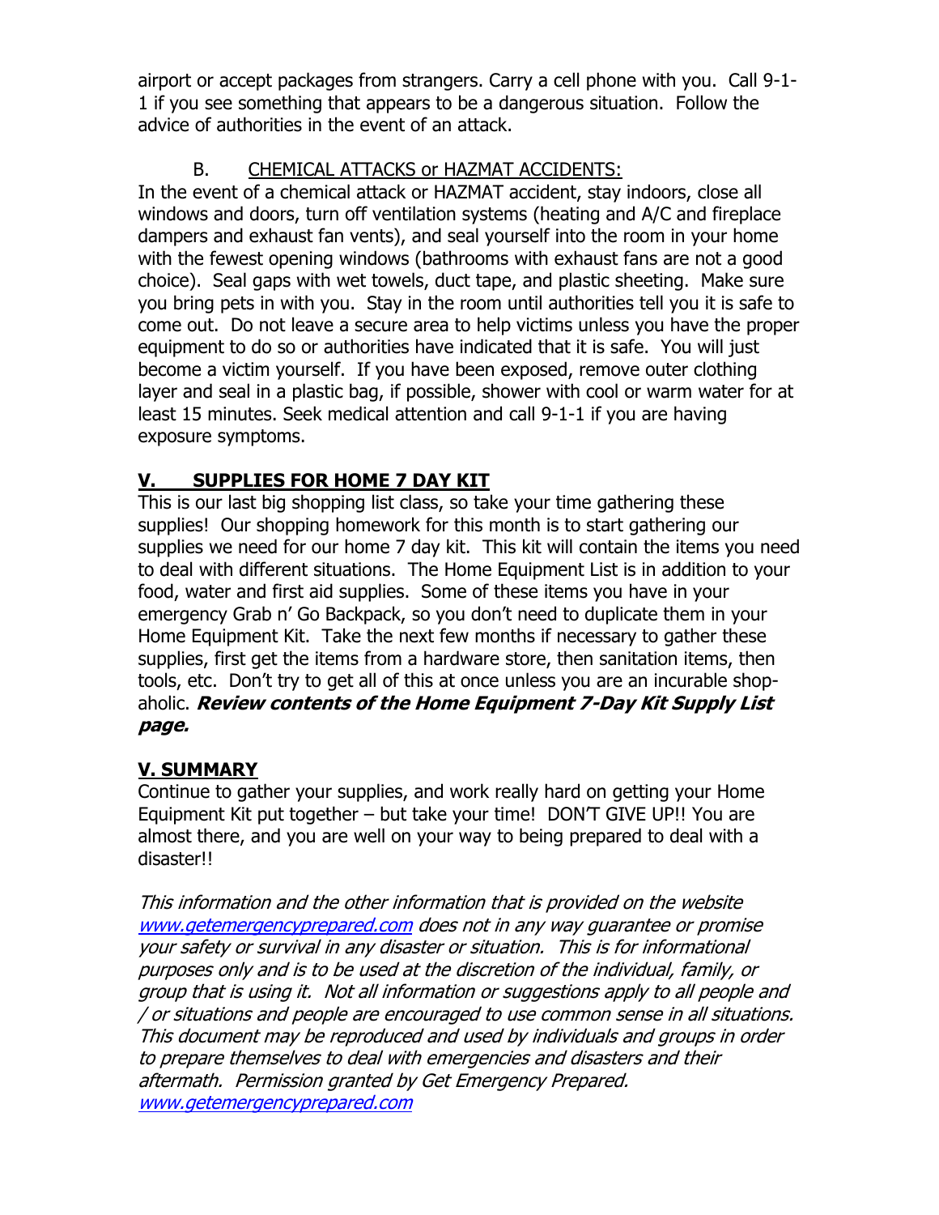airport or accept packages from strangers. Carry a cell phone with you. Call 9-1-1 if you see something that appears to be a dangerous situation. Follow the advice of authorities in the event of an attack.

B. CHEMICAL ATTACKS or HAZMAT ACCIDENTS:

In the event of a chemical attack or HAZMAT accident, stay indoors, close all windows and doors, turn off ventilation systems (heating and A/C and fireplace dampers and exhaust fan vents), and seal yourself into the room in your home with the fewest opening windows (bathrooms with exhaust fans are not a good choice). Seal gaps with wet towels, duct tape, and plastic sheeting. Make sure you bring pets in with you. Stay in the room until authorities tell you it is safe to come out. Do not leave a secure area to help victims unless you have the proper equipment to do so or authorities have indicated that it is safe. You will just become a victim yourself. If you have been exposed, remove outer clothing layer and seal in a plastic bag, if possible, shower with cool or warm water for at least 15 minutes. Seek medical attention and call 9-1-1 if you are having exposure symptoms.

## V. SUPPLIES FOR HOME 7 DAY KIT

This is our last big shopping list class, so take your time gathering these supplies! Our shopping homework for this month is to start gathering our supplies we need for our home 7 day kit. This kit will contain the items you need to deal with different situations. The Home Equipment List is in addition to your food, water and first aid supplies. Some of these items you have in your emergency Grab n' Go Backpack, so you don't need to duplicate them in your Home Equipment Kit. Take the next few months if necessary to gather these supplies, first get the items from a hardware store, then sanitation items, then tools, etc. Don't try to get all of this at once unless you are an incurable shop-aholic. ***Review contents of the Home Equipment 7-Day Kit Supply List page.***

## V. SUMMARY

Continue to gather your supplies, and work really hard on getting your Home Equipment Kit put together – but take your time! DON'T GIVE UP!! You are almost there, and you are well on your way to being prepared to deal with a disaster!!

*This information and the other information that is provided on the website [www.getemergencyprepared.com](http://www.getemergencyprepared.com) does not in any way guarantee or promise your safety or survival in any disaster or situation. This is for informational purposes only and is to be used at the discretion of the individual, family, or group that is using it. Not all information or suggestions apply to all people and / or situations and people are encouraged to use common sense in all situations. This document may be reproduced and used by individuals and groups in order to prepare themselves to deal with emergencies and disasters and their aftermath. Permission granted by Get Emergency Prepared. [www.getemergencyprepared.com](http://www.getemergencyprepared.com)*